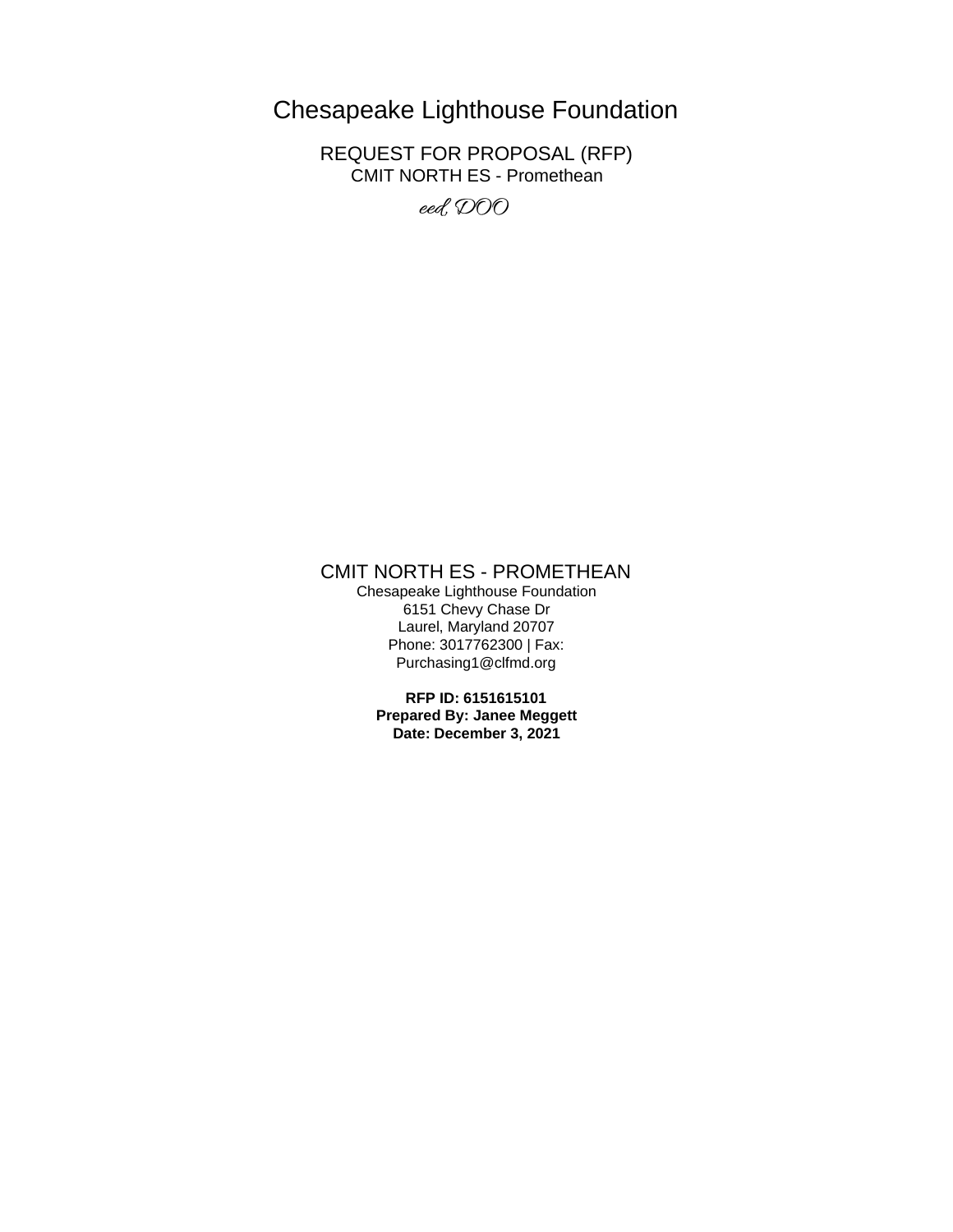# Chesapeake Lighthouse Foundation

REQUEST FOR PROPOSAL (RFP)
CMIT NORTH ES - Promethean

*eed, DOO*

## CMIT NORTH ES - PROMETHEAN

Chesapeake Lighthouse Foundation
6151 Chevy Chase Dr
Laurel, Maryland 20707
Phone: 3017762300 | Fax:
Purchasing1@clfmd.org

**RFP ID: 6151615101**
**Prepared By: Janee Meggett**
**Date: December 3, 2021**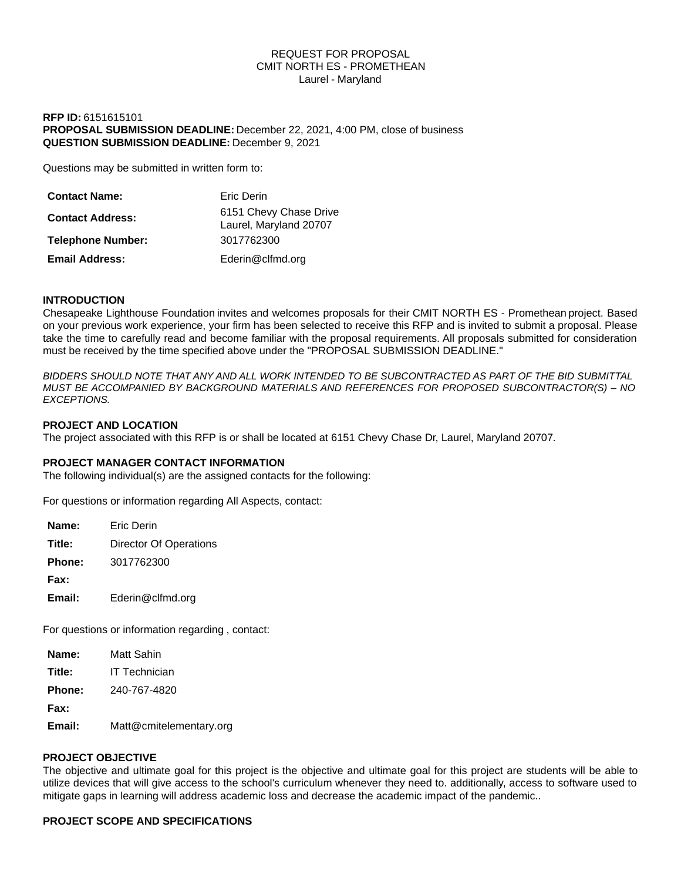REQUEST FOR PROPOSAL
CMIT NORTH ES - PROMETHEAN
Laurel - Maryland

**RFP ID:** 6151615101
**PROPOSAL SUBMISSION DEADLINE:** December 22, 2021, 4:00 PM, close of business
**QUESTION SUBMISSION DEADLINE:** December 9, 2021

Questions may be submitted in written form to:

| | |
|---|---|
| **Contact Name:** | Eric Derin |
| **Contact Address:** | 6151 Chevy Chase Drive<br>Laurel, Maryland 20707 |
| **Telephone Number:** | 3017762300 |
| **Email Address:** | Ederin@clfmd.org |

### INTRODUCTION

Chesapeake Lighthouse Foundation invites and welcomes proposals for their CMIT NORTH ES - Promethean project. Based on your previous work experience, your firm has been selected to receive this RFP and is invited to submit a proposal. Please take the time to carefully read and become familiar with the proposal requirements. All proposals submitted for consideration must be received by the time specified above under the "PROPOSAL SUBMISSION DEADLINE."

*BIDDERS SHOULD NOTE THAT ANY AND ALL WORK INTENDED TO BE SUBCONTRACTED AS PART OF THE BID SUBMITTAL MUST BE ACCOMPANIED BY BACKGROUND MATERIALS AND REFERENCES FOR PROPOSED SUBCONTRACTOR(S) – NO EXCEPTIONS.*

### PROJECT AND LOCATION

The project associated with this RFP is or shall be located at 6151 Chevy Chase Dr, Laurel, Maryland 20707.

### PROJECT MANAGER CONTACT INFORMATION

The following individual(s) are the assigned contacts for the following:

For questions or information regarding All Aspects, contact:

| | |
|---|---|
| **Name:** | Eric Derin |
| **Title:** | Director Of Operations |
| **Phone:** | 3017762300 |
| **Fax:** | |
| **Email:** | Ederin@clfmd.org |

For questions or information regarding , contact:

| | |
|---|---|
| **Name:** | Matt Sahin |
| **Title:** | IT Technician |
| **Phone:** | 240-767-4820 |
| **Fax:** | |
| **Email:** | Matt@cmitelementary.org |

### PROJECT OBJECTIVE

The objective and ultimate goal for this project is the objective and ultimate goal for this project are students will be able to utilize devices that will give access to the school's curriculum whenever they need to. additionally, access to software used to mitigate gaps in learning will address academic loss and decrease the academic impact of the pandemic..

### PROJECT SCOPE AND SPECIFICATIONS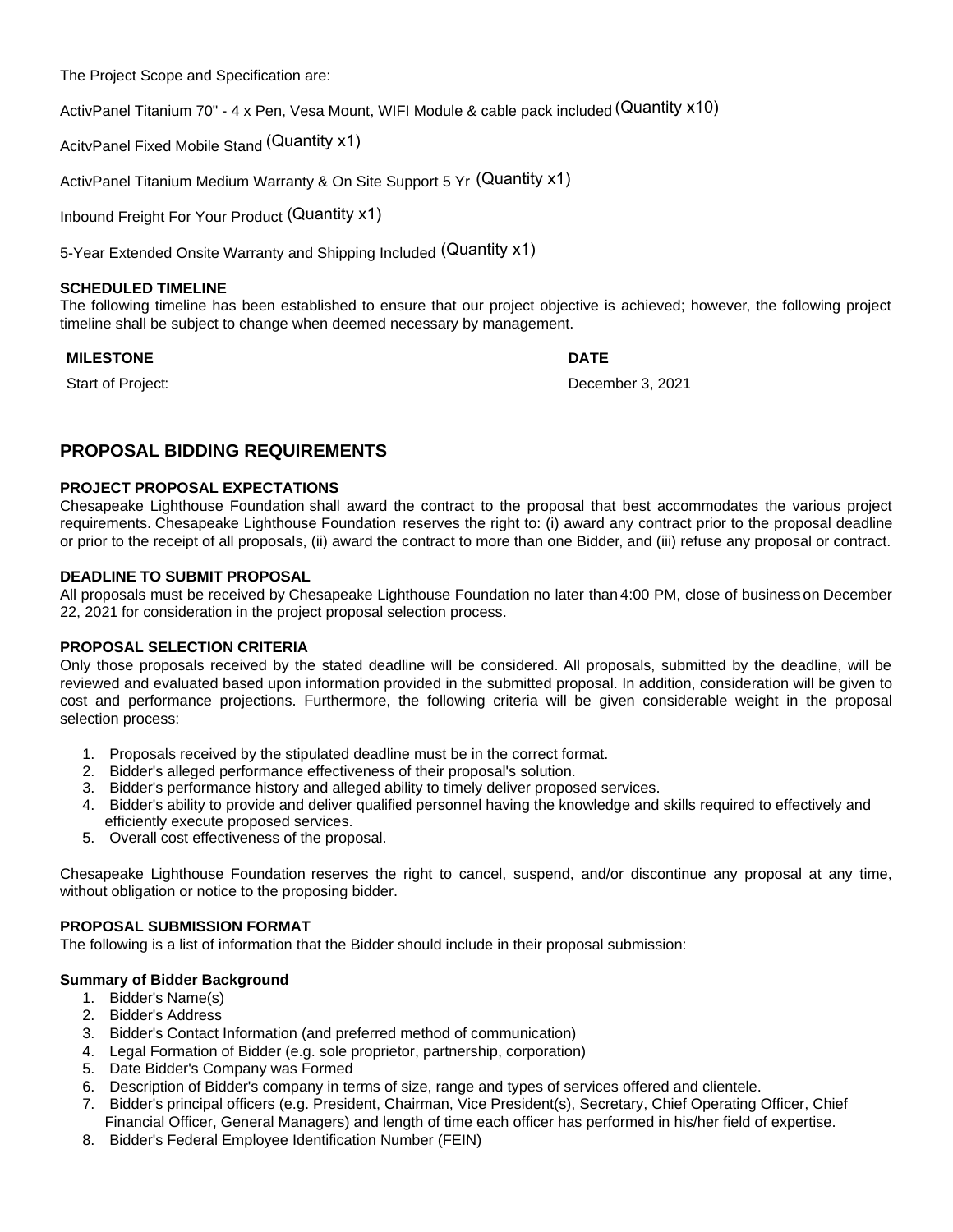The Project Scope and Specification are:

ActivPanel Titanium 70" - 4 x Pen, Vesa Mount, WIFI Module & cable pack included (Quantity x10)

AcitvPanel Fixed Mobile Stand (Quantity x1)

ActivPanel Titanium Medium Warranty & On Site Support 5 Yr (Quantity x1)

Inbound Freight For Your Product (Quantity x1)

5-Year Extended Onsite Warranty and Shipping Included (Quantity x1)

**SCHEDULED TIMELINE**

The following timeline has been established to ensure that our project objective is achieved; however, the following project timeline shall be subject to change when deemed necessary by management.

| MILESTONE | DATE |
|---|---|
| Start of Project: | December 3, 2021 |

## PROPOSAL BIDDING REQUIREMENTS

**PROJECT PROPOSAL EXPECTATIONS**

Chesapeake Lighthouse Foundation shall award the contract to the proposal that best accommodates the various project requirements. Chesapeake Lighthouse Foundation reserves the right to: (i) award any contract prior to the proposal deadline or prior to the receipt of all proposals, (ii) award the contract to more than one Bidder, and (iii) refuse any proposal or contract.

**DEADLINE TO SUBMIT PROPOSAL**

All proposals must be received by Chesapeake Lighthouse Foundation no later than 4:00 PM, close of business on December 22, 2021 for consideration in the project proposal selection process.

**PROPOSAL SELECTION CRITERIA**

Only those proposals received by the stated deadline will be considered. All proposals, submitted by the deadline, will be reviewed and evaluated based upon information provided in the submitted proposal. In addition, consideration will be given to cost and performance projections. Furthermore, the following criteria will be given considerable weight in the proposal selection process:

1. Proposals received by the stipulated deadline must be in the correct format.
2. Bidder's alleged performance effectiveness of their proposal's solution.
3. Bidder's performance history and alleged ability to timely deliver proposed services.
4. Bidder's ability to provide and deliver qualified personnel having the knowledge and skills required to effectively and efficiently execute proposed services.
5. Overall cost effectiveness of the proposal.

Chesapeake Lighthouse Foundation reserves the right to cancel, suspend, and/or discontinue any proposal at any time, without obligation or notice to the proposing bidder.

**PROPOSAL SUBMISSION FORMAT**

The following is a list of information that the Bidder should include in their proposal submission:

**Summary of Bidder Background**

1. Bidder's Name(s)
2. Bidder's Address
3. Bidder's Contact Information (and preferred method of communication)
4. Legal Formation of Bidder (e.g. sole proprietor, partnership, corporation)
5. Date Bidder's Company was Formed
6. Description of Bidder's company in terms of size, range and types of services offered and clientele.
7. Bidder's principal officers (e.g. President, Chairman, Vice President(s), Secretary, Chief Operating Officer, Chief Financial Officer, General Managers) and length of time each officer has performed in his/her field of expertise.
8. Bidder's Federal Employee Identification Number (FEIN)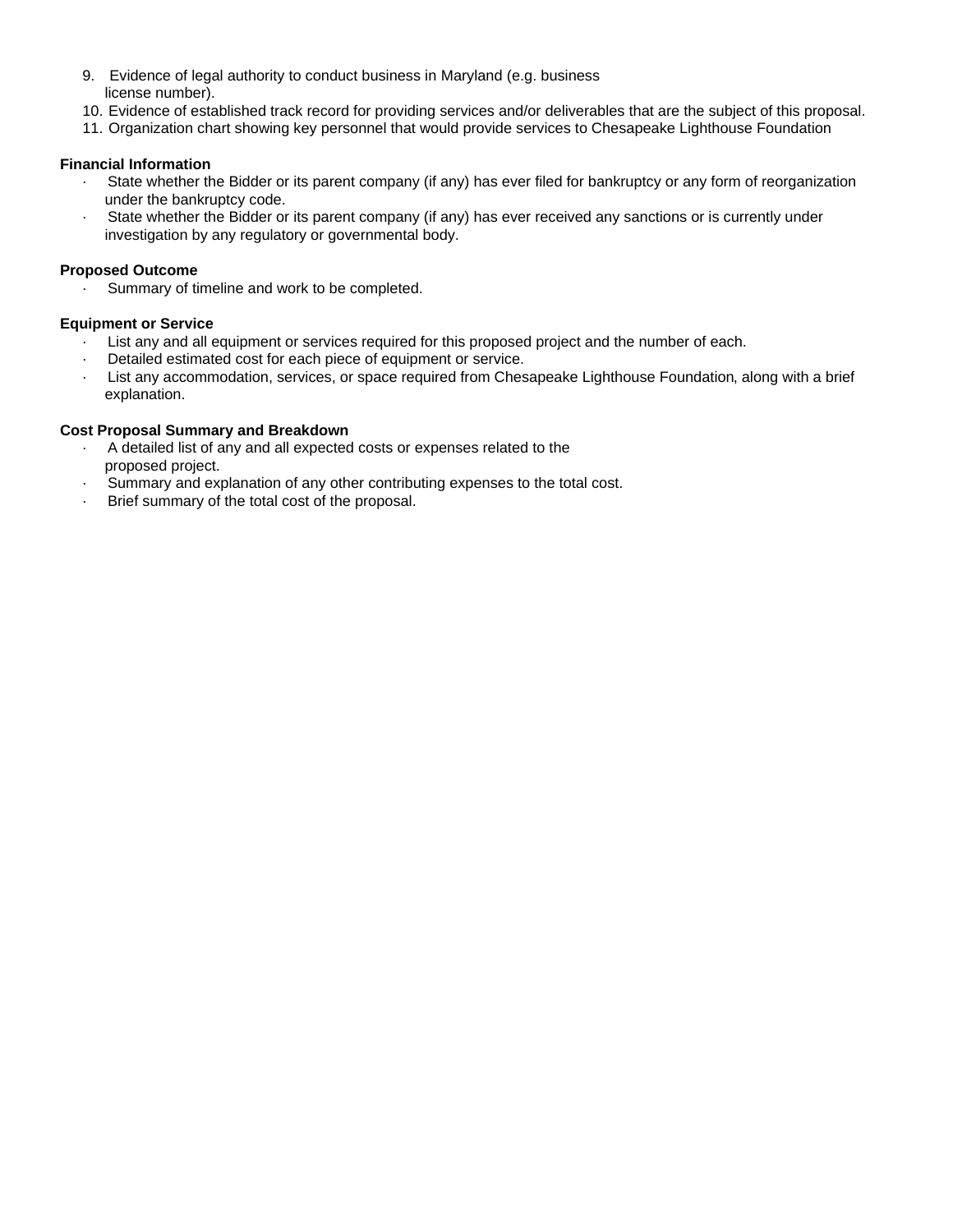9. Evidence of legal authority to conduct business in Maryland (e.g. business license number).
10. Evidence of established track record for providing services and/or deliverables that are the subject of this proposal.
11. Organization chart showing key personnel that would provide services to Chesapeake Lighthouse Foundation

**Financial Information**

- State whether the Bidder or its parent company (if any) has ever filed for bankruptcy or any form of reorganization under the bankruptcy code.
- State whether the Bidder or its parent company (if any) has ever received any sanctions or is currently under investigation by any regulatory or governmental body.

**Proposed Outcome**

- Summary of timeline and work to be completed.

**Equipment or Service**

- List any and all equipment or services required for this proposed project and the number of each.
- Detailed estimated cost for each piece of equipment or service.
- List any accommodation, services, or space required from Chesapeake Lighthouse Foundation, along with a brief explanation.

**Cost Proposal Summary and Breakdown**

- A detailed list of any and all expected costs or expenses related to the proposed project.
- Summary and explanation of any other contributing expenses to the total cost.
- Brief summary of the total cost of the proposal.